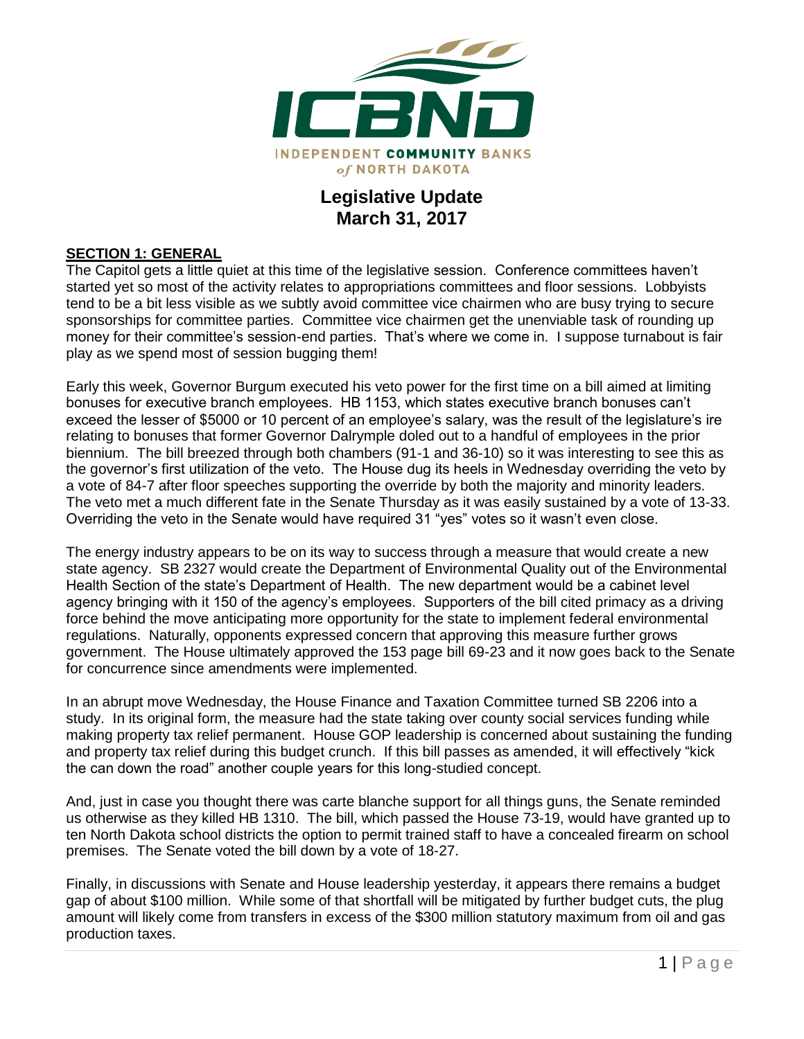ICBND

INDEPENDENT COMMUNITY BANKS of NORTH DAKOTA

# Legislative Update
## March 31, 2017

**SECTION 1: GENERAL**

The Capitol gets a little quiet at this time of the legislative session. Conference committees haven't started yet so most of the activity relates to appropriations committees and floor sessions. Lobbyists tend to be a bit less visible as we subtly avoid committee vice chairmen who are busy trying to secure sponsorships for committee parties. Committee vice chairmen get the unenviable task of rounding up money for their committee's session-end parties. That's where we come in. I suppose turnabout is fair play as we spend most of session bugging them!

Early this week, Governor Burgum executed his veto power for the first time on a bill aimed at limiting bonuses for executive branch employees. HB 1153, which states executive branch bonuses can't exceed the lesser of $5000 or 10 percent of an employee's salary, was the result of the legislature's ire relating to bonuses that former Governor Dalrymple doled out to a handful of employees in the prior biennium. The bill breezed through both chambers (91-1 and 36-10) so it was interesting to see this as the governor's first utilization of the veto. The House dug its heels in Wednesday overriding the veto by a vote of 84-7 after floor speeches supporting the override by both the majority and minority leaders. The veto met a much different fate in the Senate Thursday as it was easily sustained by a vote of 13-33. Overriding the veto in the Senate would have required 31 "yes" votes so it wasn't even close.

The energy industry appears to be on its way to success through a measure that would create a new state agency. SB 2327 would create the Department of Environmental Quality out of the Environmental Health Section of the state's Department of Health. The new department would be a cabinet level agency bringing with it 150 of the agency's employees. Supporters of the bill cited primacy as a driving force behind the move anticipating more opportunity for the state to implement federal environmental regulations. Naturally, opponents expressed concern that approving this measure further grows government. The House ultimately approved the 153 page bill 69-23 and it now goes back to the Senate for concurrence since amendments were implemented.

In an abrupt move Wednesday, the House Finance and Taxation Committee turned SB 2206 into a study. In its original form, the measure had the state taking over county social services funding while making property tax relief permanent. House GOP leadership is concerned about sustaining the funding and property tax relief during this budget crunch. If this bill passes as amended, it will effectively "kick the can down the road" another couple years for this long-studied concept.

And, just in case you thought there was carte blanche support for all things guns, the Senate reminded us otherwise as they killed HB 1310. The bill, which passed the House 73-19, would have granted up to ten North Dakota school districts the option to permit trained staff to have a concealed firearm on school premises. The Senate voted the bill down by a vote of 18-27.

Finally, in discussions with Senate and House leadership yesterday, it appears there remains a budget gap of about $100 million. While some of that shortfall will be mitigated by further budget cuts, the plug amount will likely come from transfers in excess of the $300 million statutory maximum from oil and gas production taxes.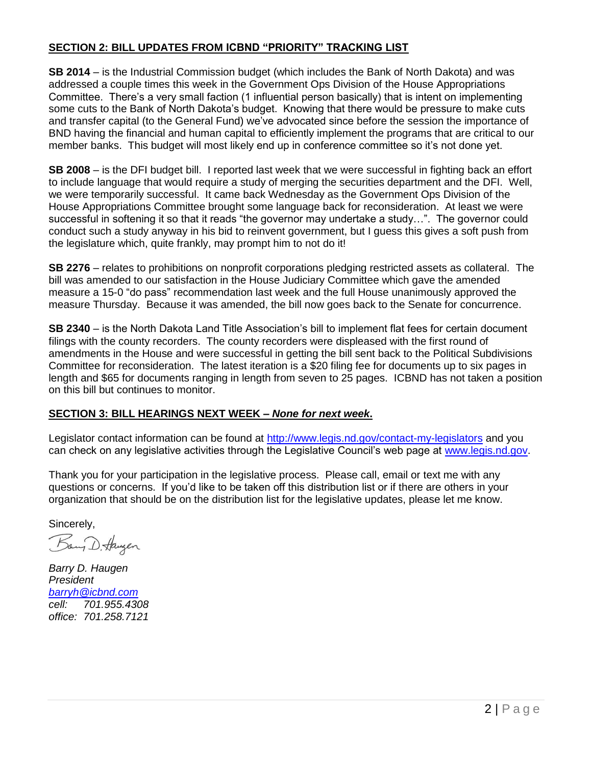## SECTION 2: BILL UPDATES FROM ICBND "PRIORITY" TRACKING LIST

**SB 2014** – is the Industrial Commission budget (which includes the Bank of North Dakota) and was addressed a couple times this week in the Government Ops Division of the House Appropriations Committee. There's a very small faction (1 influential person basically) that is intent on implementing some cuts to the Bank of North Dakota's budget. Knowing that there would be pressure to make cuts and transfer capital (to the General Fund) we've advocated since before the session the importance of BND having the financial and human capital to efficiently implement the programs that are critical to our member banks. This budget will most likely end up in conference committee so it's not done yet.

**SB 2008** – is the DFI budget bill. I reported last week that we were successful in fighting back an effort to include language that would require a study of merging the securities department and the DFI. Well, we were temporarily successful. It came back Wednesday as the Government Ops Division of the House Appropriations Committee brought some language back for reconsideration. At least we were successful in softening it so that it reads "the governor may undertake a study…". The governor could conduct such a study anyway in his bid to reinvent government, but I guess this gives a soft push from the legislature which, quite frankly, may prompt him to not do it!

**SB 2276** – relates to prohibitions on nonprofit corporations pledging restricted assets as collateral. The bill was amended to our satisfaction in the House Judiciary Committee which gave the amended measure a 15-0 "do pass" recommendation last week and the full House unanimously approved the measure Thursday. Because it was amended, the bill now goes back to the Senate for concurrence.

**SB 2340** – is the North Dakota Land Title Association's bill to implement flat fees for certain document filings with the county recorders. The county recorders were displeased with the first round of amendments in the House and were successful in getting the bill sent back to the Political Subdivisions Committee for reconsideration. The latest iteration is a $20 filing fee for documents up to six pages in length and $65 for documents ranging in length from seven to 25 pages. ICBND has not taken a position on this bill but continues to monitor.

## SECTION 3: BILL HEARINGS NEXT WEEK – *None for next week.*

Legislator contact information can be found at http://www.legis.nd.gov/contact-my-legislators and you can check on any legislative activities through the Legislative Council's web page at www.legis.nd.gov.

Thank you for your participation in the legislative process. Please call, email or text me with any questions or concerns. If you'd like to be taken off this distribution list or if there are others in your organization that should be on the distribution list for the legislative updates, please let me know.

Sincerely,

Barry D. Haugen

*Barry D. Haugen*
*President*
*barryh@icbnd.com*
*cell: 701.955.4308*
*office: 701.258.7121*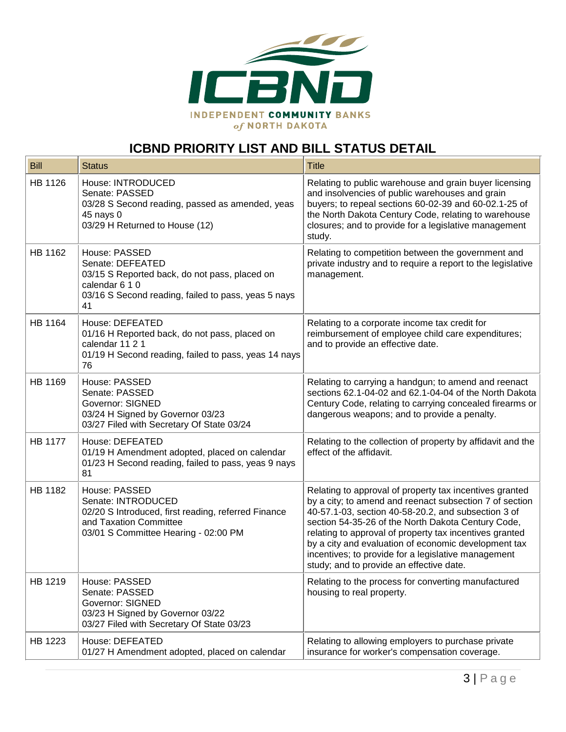INDEPENDENT COMMUNITY BANKS of NORTH DAKOTA

## ICBND PRIORITY LIST AND BILL STATUS DETAIL

| Bill | Status | Title |
|---|---|---|
| HB 1126 | House: INTRODUCED<br>Senate: PASSED<br>03/28 S Second reading, passed as amended, yeas 45 nays 0<br>03/29 H Returned to House (12) | Relating to public warehouse and grain buyer licensing and insolvencies of public warehouses and grain buyers; to repeal sections 60-02-39 and 60-02.1-25 of the North Dakota Century Code, relating to warehouse closures; and to provide for a legislative management study. |
| HB 1162 | House: PASSED<br>Senate: DEFEATED<br>03/15 S Reported back, do not pass, placed on calendar 6 1 0<br>03/16 S Second reading, failed to pass, yeas 5 nays 41 | Relating to competition between the government and private industry and to require a report to the legislative management. |
| HB 1164 | House: DEFEATED<br>01/16 H Reported back, do not pass, placed on calendar 11 2 1<br>01/19 H Second reading, failed to pass, yeas 14 nays 76 | Relating to a corporate income tax credit for reimbursement of employee child care expenditures; and to provide an effective date. |
| HB 1169 | House: PASSED<br>Senate: PASSED<br>Governor: SIGNED<br>03/24 H Signed by Governor 03/23<br>03/27 Filed with Secretary Of State 03/24 | Relating to carrying a handgun; to amend and reenact sections 62.1-04-02 and 62.1-04-04 of the North Dakota Century Code, relating to carrying concealed firearms or dangerous weapons; and to provide a penalty. |
| HB 1177 | House: DEFEATED<br>01/19 H Amendment adopted, placed on calendar<br>01/23 H Second reading, failed to pass, yeas 9 nays 81 | Relating to the collection of property by affidavit and the effect of the affidavit. |
| HB 1182 | House: PASSED<br>Senate: INTRODUCED<br>02/20 S Introduced, first reading, referred Finance and Taxation Committee<br>03/01 S Committee Hearing - 02:00 PM | Relating to approval of property tax incentives granted by a city; to amend and reenact subsection 7 of section 40-57.1-03, section 40-58-20.2, and subsection 3 of section 54-35-26 of the North Dakota Century Code, relating to approval of property tax incentives granted by a city and evaluation of economic development tax incentives; to provide for a legislative management study; and to provide an effective date. |
| HB 1219 | House: PASSED<br>Senate: PASSED<br>Governor: SIGNED<br>03/23 H Signed by Governor 03/22<br>03/27 Filed with Secretary Of State 03/23 | Relating to the process for converting manufactured housing to real property. |
| HB 1223 | House: DEFEATED<br>01/27 H Amendment adopted, placed on calendar | Relating to allowing employers to purchase private insurance for worker's compensation coverage. |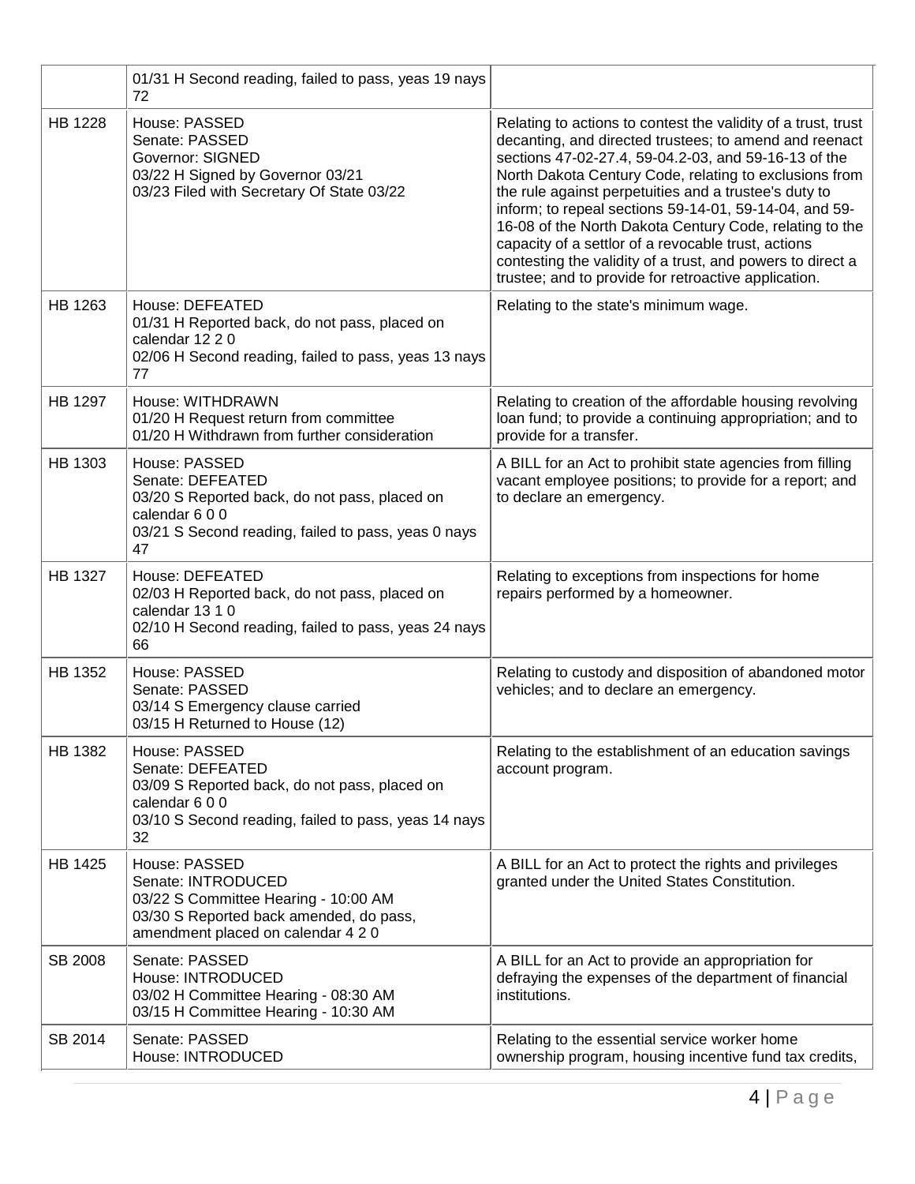| | | |
|---|---|---|
| | 01/31 H Second reading, failed to pass, yeas 19 nays 72 | |
| HB 1228 | House: PASSED<br>Senate: PASSED<br>Governor: SIGNED<br>03/22 H Signed by Governor 03/21<br>03/23 Filed with Secretary Of State 03/22 | Relating to actions to contest the validity of a trust, trust decanting, and directed trustees; to amend and reenact sections 47-02-27.4, 59-04.2-03, and 59-16-13 of the North Dakota Century Code, relating to exclusions from the rule against perpetuities and a trustee's duty to inform; to repeal sections 59-14-01, 59-14-04, and 59-16-08 of the North Dakota Century Code, relating to the capacity of a settlor of a revocable trust, actions contesting the validity of a trust, and powers to direct a trustee; and to provide for retroactive application. |
| HB 1263 | House: DEFEATED<br>01/31 H Reported back, do not pass, placed on calendar 12 2 0<br>02/06 H Second reading, failed to pass, yeas 13 nays 77 | Relating to the state's minimum wage. |
| HB 1297 | House: WITHDRAWN<br>01/20 H Request return from committee<br>01/20 H Withdrawn from further consideration | Relating to creation of the affordable housing revolving loan fund; to provide a continuing appropriation; and to provide for a transfer. |
| HB 1303 | House: PASSED<br>Senate: DEFEATED<br>03/20 S Reported back, do not pass, placed on calendar 6 0 0<br>03/21 S Second reading, failed to pass, yeas 0 nays 47 | A BILL for an Act to prohibit state agencies from filling vacant employee positions; to provide for a report; and to declare an emergency. |
| HB 1327 | House: DEFEATED<br>02/03 H Reported back, do not pass, placed on calendar 13 1 0<br>02/10 H Second reading, failed to pass, yeas 24 nays 66 | Relating to exceptions from inspections for home repairs performed by a homeowner. |
| HB 1352 | House: PASSED<br>Senate: PASSED<br>03/14 S Emergency clause carried<br>03/15 H Returned to House (12) | Relating to custody and disposition of abandoned motor vehicles; and to declare an emergency. |
| HB 1382 | House: PASSED<br>Senate: DEFEATED<br>03/09 S Reported back, do not pass, placed on calendar 6 0 0<br>03/10 S Second reading, failed to pass, yeas 14 nays 32 | Relating to the establishment of an education savings account program. |
| HB 1425 | House: PASSED<br>Senate: INTRODUCED<br>03/22 S Committee Hearing - 10:00 AM<br>03/30 S Reported back amended, do pass, amendment placed on calendar 4 2 0 | A BILL for an Act to protect the rights and privileges granted under the United States Constitution. |
| SB 2008 | Senate: PASSED<br>House: INTRODUCED<br>03/02 H Committee Hearing - 08:30 AM<br>03/15 H Committee Hearing - 10:30 AM | A BILL for an Act to provide an appropriation for defraying the expenses of the department of financial institutions. |
| SB 2014 | Senate: PASSED<br>House: INTRODUCED | Relating to the essential service worker home ownership program, housing incentive fund tax credits, |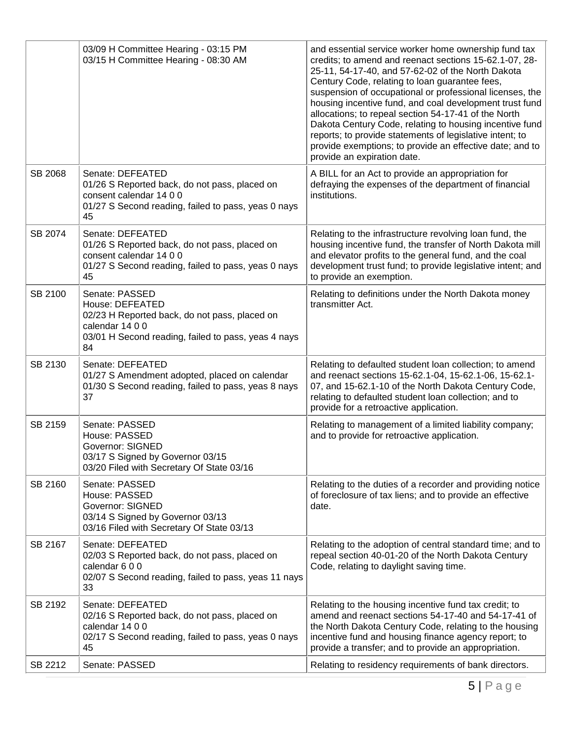| | | |
|---|---|---|
| | 03/09 H Committee Hearing - 03:15 PM<br>03/15 H Committee Hearing - 08:30 AM | and essential service worker home ownership fund tax credits; to amend and reenact sections 15-62.1-07, 28-25-11, 54-17-40, and 57-62-02 of the North Dakota Century Code, relating to loan guarantee fees, suspension of occupational or professional licenses, the housing incentive fund, and coal development trust fund allocations; to repeal section 54-17-41 of the North Dakota Century Code, relating to housing incentive fund reports; to provide statements of legislative intent; to provide exemptions; to provide an effective date; and to provide an expiration date. |
| SB 2068 | Senate: DEFEATED<br>01/26 S Reported back, do not pass, placed on consent calendar 14 0 0<br>01/27 S Second reading, failed to pass, yeas 0 nays 45 | A BILL for an Act to provide an appropriation for defraying the expenses of the department of financial institutions. |
| SB 2074 | Senate: DEFEATED<br>01/26 S Reported back, do not pass, placed on consent calendar 14 0 0<br>01/27 S Second reading, failed to pass, yeas 0 nays 45 | Relating to the infrastructure revolving loan fund, the housing incentive fund, the transfer of North Dakota mill and elevator profits to the general fund, and the coal development trust fund; to provide legislative intent; and to provide an exemption. |
| SB 2100 | Senate: PASSED<br>House: DEFEATED<br>02/23 H Reported back, do not pass, placed on calendar 14 0 0<br>03/01 H Second reading, failed to pass, yeas 4 nays 84 | Relating to definitions under the North Dakota money transmitter Act. |
| SB 2130 | Senate: DEFEATED<br>01/27 S Amendment adopted, placed on calendar<br>01/30 S Second reading, failed to pass, yeas 8 nays 37 | Relating to defaulted student loan collection; to amend and reenact sections 15-62.1-04, 15-62.1-06, 15-62.1-07, and 15-62.1-10 of the North Dakota Century Code, relating to defaulted student loan collection; and to provide for a retroactive application. |
| SB 2159 | Senate: PASSED<br>House: PASSED<br>Governor: SIGNED<br>03/17 S Signed by Governor 03/15<br>03/20 Filed with Secretary Of State 03/16 | Relating to management of a limited liability company; and to provide for retroactive application. |
| SB 2160 | Senate: PASSED<br>House: PASSED<br>Governor: SIGNED<br>03/14 S Signed by Governor 03/13<br>03/16 Filed with Secretary Of State 03/13 | Relating to the duties of a recorder and providing notice of foreclosure of tax liens; and to provide an effective date. |
| SB 2167 | Senate: DEFEATED<br>02/03 S Reported back, do not pass, placed on calendar 6 0 0<br>02/07 S Second reading, failed to pass, yeas 11 nays 33 | Relating to the adoption of central standard time; and to repeal section 40-01-20 of the North Dakota Century Code, relating to daylight saving time. |
| SB 2192 | Senate: DEFEATED<br>02/16 S Reported back, do not pass, placed on calendar 14 0 0<br>02/17 S Second reading, failed to pass, yeas 0 nays 45 | Relating to the housing incentive fund tax credit; to amend and reenact sections 54-17-40 and 54-17-41 of the North Dakota Century Code, relating to the housing incentive fund and housing finance agency report; to provide a transfer; and to provide an appropriation. |
| SB 2212 | Senate: PASSED | Relating to residency requirements of bank directors. |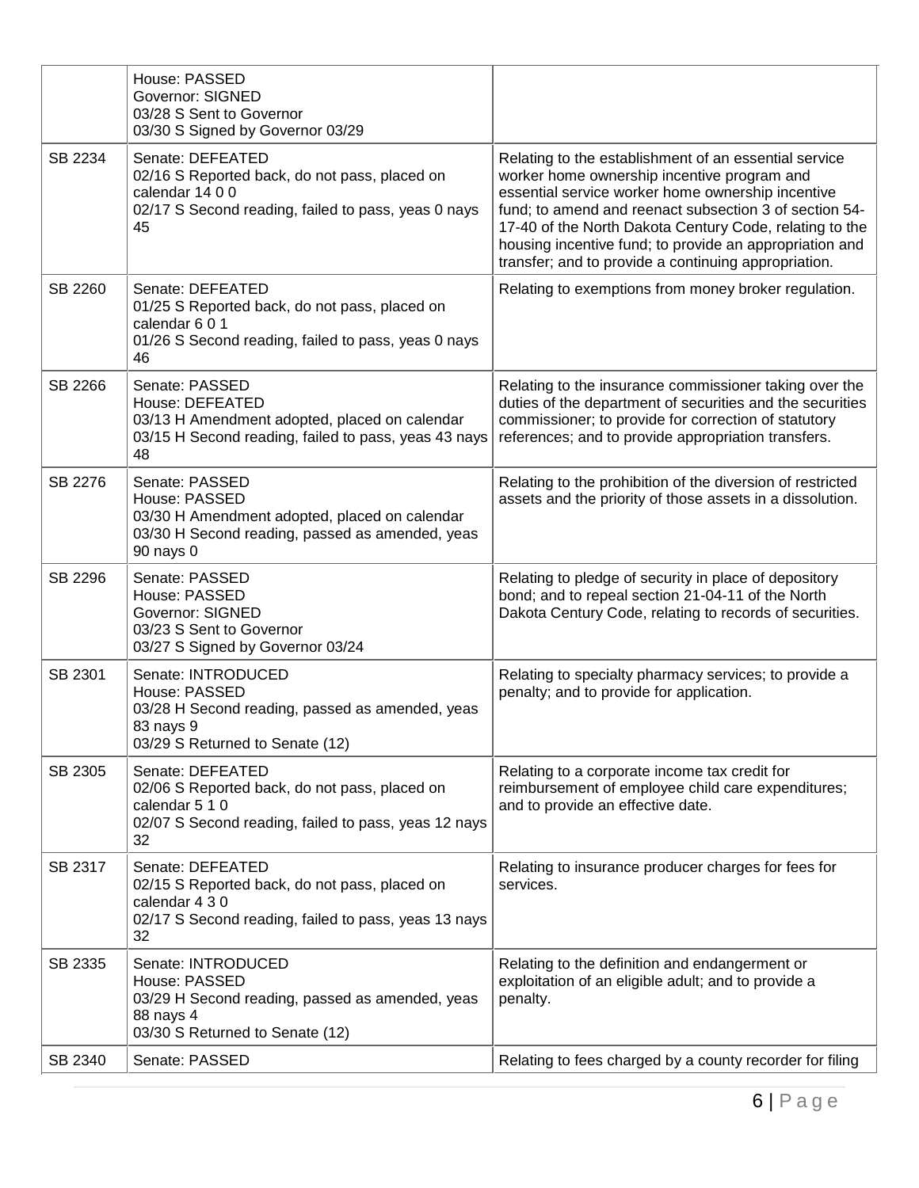| | | |
|---|---|---|
| | House: PASSED<br>Governor: SIGNED<br>03/28 S Sent to Governor<br>03/30 S Signed by Governor 03/29 | |
| SB 2234 | Senate: DEFEATED<br>02/16 S Reported back, do not pass, placed on calendar 14 0 0<br>02/17 S Second reading, failed to pass, yeas 0 nays 45 | Relating to the establishment of an essential service worker home ownership incentive program and essential service worker home ownership incentive fund; to amend and reenact subsection 3 of section 54-17-40 of the North Dakota Century Code, relating to the housing incentive fund; to provide an appropriation and transfer; and to provide a continuing appropriation. |
| SB 2260 | Senate: DEFEATED<br>01/25 S Reported back, do not pass, placed on calendar 6 0 1<br>01/26 S Second reading, failed to pass, yeas 0 nays 46 | Relating to exemptions from money broker regulation. |
| SB 2266 | Senate: PASSED<br>House: DEFEATED<br>03/13 H Amendment adopted, placed on calendar<br>03/15 H Second reading, failed to pass, yeas 43 nays 48 | Relating to the insurance commissioner taking over the duties of the department of securities and the securities commissioner; to provide for correction of statutory references; and to provide appropriation transfers. |
| SB 2276 | Senate: PASSED<br>House: PASSED<br>03/30 H Amendment adopted, placed on calendar<br>03/30 H Second reading, passed as amended, yeas 90 nays 0 | Relating to the prohibition of the diversion of restricted assets and the priority of those assets in a dissolution. |
| SB 2296 | Senate: PASSED<br>House: PASSED<br>Governor: SIGNED<br>03/23 S Sent to Governor<br>03/27 S Signed by Governor 03/24 | Relating to pledge of security in place of depository bond; and to repeal section 21-04-11 of the North Dakota Century Code, relating to records of securities. |
| SB 2301 | Senate: INTRODUCED<br>House: PASSED<br>03/28 H Second reading, passed as amended, yeas 83 nays 9<br>03/29 S Returned to Senate (12) | Relating to specialty pharmacy services; to provide a penalty; and to provide for application. |
| SB 2305 | Senate: DEFEATED<br>02/06 S Reported back, do not pass, placed on calendar 5 1 0<br>02/07 S Second reading, failed to pass, yeas 12 nays 32 | Relating to a corporate income tax credit for reimbursement of employee child care expenditures; and to provide an effective date. |
| SB 2317 | Senate: DEFEATED<br>02/15 S Reported back, do not pass, placed on calendar 4 3 0<br>02/17 S Second reading, failed to pass, yeas 13 nays 32 | Relating to insurance producer charges for fees for services. |
| SB 2335 | Senate: INTRODUCED<br>House: PASSED<br>03/29 H Second reading, passed as amended, yeas 88 nays 4<br>03/30 S Returned to Senate (12) | Relating to the definition and endangerment or exploitation of an eligible adult; and to provide a penalty. |
| SB 2340 | Senate: PASSED | Relating to fees charged by a county recorder for filing |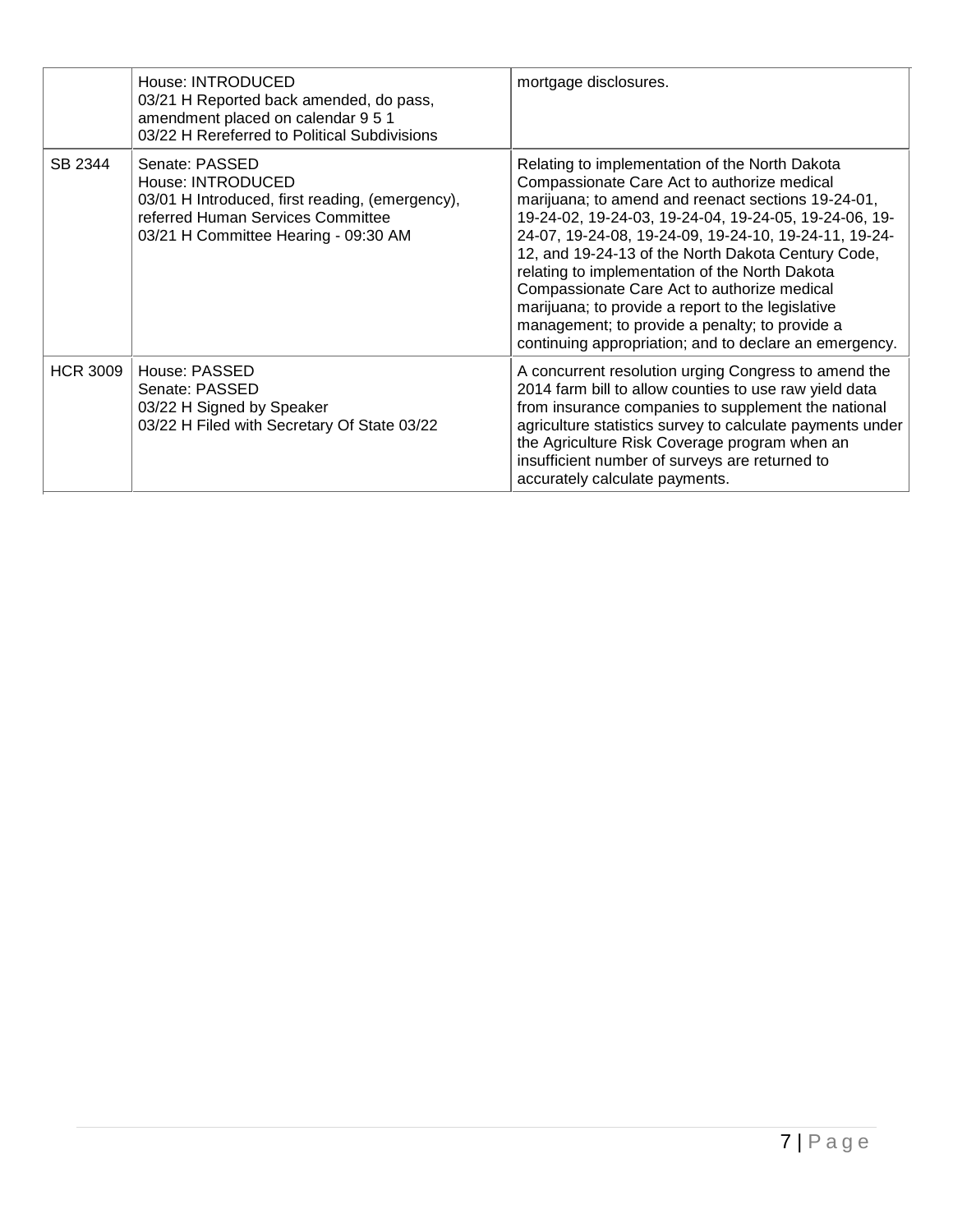| | | |
|---|---|---|
| | House: INTRODUCED<br>03/21 H Reported back amended, do pass, amendment placed on calendar 9 5 1<br>03/22 H Rereferred to Political Subdivisions | mortgage disclosures. |
| SB 2344 | Senate: PASSED<br>House: INTRODUCED<br>03/01 H Introduced, first reading, (emergency), referred Human Services Committee<br>03/21 H Committee Hearing - 09:30 AM | Relating to implementation of the North Dakota Compassionate Care Act to authorize medical marijuana; to amend and reenact sections 19-24-01, 19-24-02, 19-24-03, 19-24-04, 19-24-05, 19-24-06, 19-24-07, 19-24-08, 19-24-09, 19-24-10, 19-24-11, 19-24-12, and 19-24-13 of the North Dakota Century Code, relating to implementation of the North Dakota Compassionate Care Act to authorize medical marijuana; to provide a report to the legislative management; to provide a penalty; to provide a continuing appropriation; and to declare an emergency. |
| HCR 3009 | House: PASSED<br>Senate: PASSED<br>03/22 H Signed by Speaker<br>03/22 H Filed with Secretary Of State 03/22 | A concurrent resolution urging Congress to amend the 2014 farm bill to allow counties to use raw yield data from insurance companies to supplement the national agriculture statistics survey to calculate payments under the Agriculture Risk Coverage program when an insufficient number of surveys are returned to accurately calculate payments. |